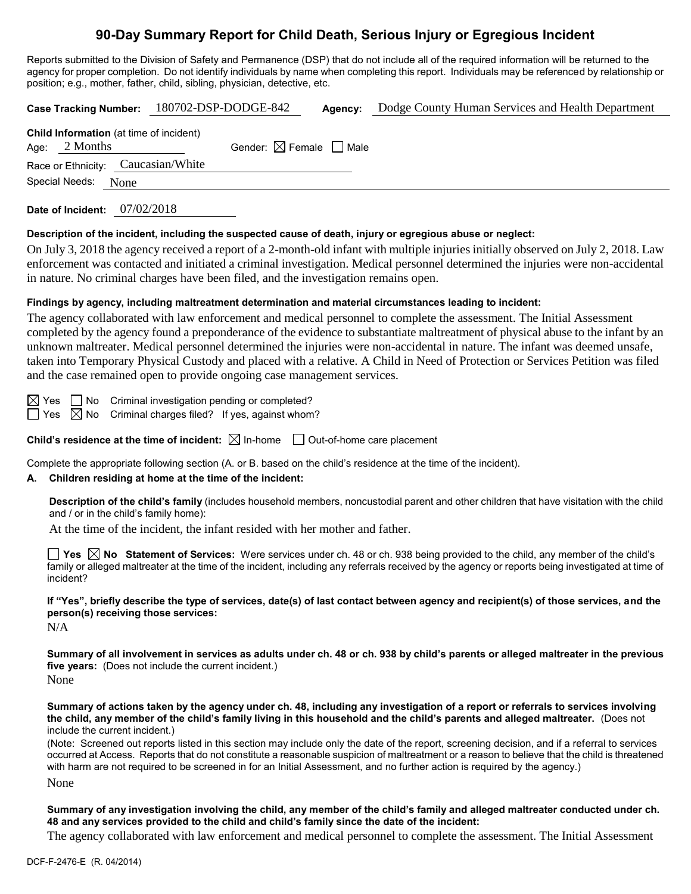# 90-Day Summary Report for Child Death, Serious Injury or Egregious Incident

Reports submitted to the Division of Safety and Permanence (DSP) that do not include all of the required information will be returned to the agency for proper completion. Do not identify individuals by name when completing this report. Individuals may be referenced by relationship or position; e.g., mother, father, child, sibling, physician, detective, etc.

**Case Tracking Number:** 180702-DSP-DODGE-842 **Agency:** Dodge County Human Services and Health Department

**Child Information** (at time of incident)

Age: 2 Months Gender: ☒ Female ☐ Male

Race or Ethnicity: Caucasian/White

Special Needs: None

**Date of Incident:** 07/02/2018

**Description of the incident, including the suspected cause of death, injury or egregious abuse or neglect:**

On July 3, 2018 the agency received a report of a 2-month-old infant with multiple injuries initially observed on July 2, 2018. Law enforcement was contacted and initiated a criminal investigation. Medical personnel determined the injuries were non-accidental in nature. No criminal charges have been filed, and the investigation remains open.

**Findings by agency, including maltreatment determination and material circumstances leading to incident:**

The agency collaborated with law enforcement and medical personnel to complete the assessment. The Initial Assessment completed by the agency found a preponderance of the evidence to substantiate maltreatment of physical abuse to the infant by an unknown maltreater. Medical personnel determined the injuries were non-accidental in nature. The infant was deemed unsafe, taken into Temporary Physical Custody and placed with a relative. A Child in Need of Protection or Services Petition was filed and the case remained open to provide ongoing case management services.

☒ Yes ☐ No Criminal investigation pending or completed?

☐ Yes ☒ No Criminal charges filed? If yes, against whom?

**Child's residence at the time of incident:** ☒ In-home ☐ Out-of-home care placement

Complete the appropriate following section (A. or B. based on the child's residence at the time of the incident).

**A. Children residing at home at the time of the incident:**

**Description of the child's family** (includes household members, noncustodial parent and other children that have visitation with the child and / or in the child's family home):

At the time of the incident, the infant resided with her mother and father.

☐ **Yes** ☒ **No** **Statement of Services:** Were services under ch. 48 or ch. 938 being provided to the child, any member of the child's family or alleged maltreater at the time of the incident, including any referrals received by the agency or reports being investigated at time of incident?

**If "Yes", briefly describe the type of services, date(s) of last contact between agency and recipient(s) of those services, and the person(s) receiving those services:**

N/A

**Summary of all involvement in services as adults under ch. 48 or ch. 938 by child's parents or alleged maltreater in the previous five years:** (Does not include the current incident.)

None

**Summary of actions taken by the agency under ch. 48, including any investigation of a report or referrals to services involving the child, any member of the child's family living in this household and the child's parents and alleged maltreater.** (Does not include the current incident.)

(Note: Screened out reports listed in this section may include only the date of the report, screening decision, and if a referral to services occurred at Access. Reports that do not constitute a reasonable suspicion of maltreatment or a reason to believe that the child is threatened with harm are not required to be screened in for an Initial Assessment, and no further action is required by the agency.)

None

**Summary of any investigation involving the child, any member of the child's family and alleged maltreater conducted under ch. 48 and any services provided to the child and child's family since the date of the incident:**

The agency collaborated with law enforcement and medical personnel to complete the assessment. The Initial Assessment

DCF-F-2476-E (R. 04/2014)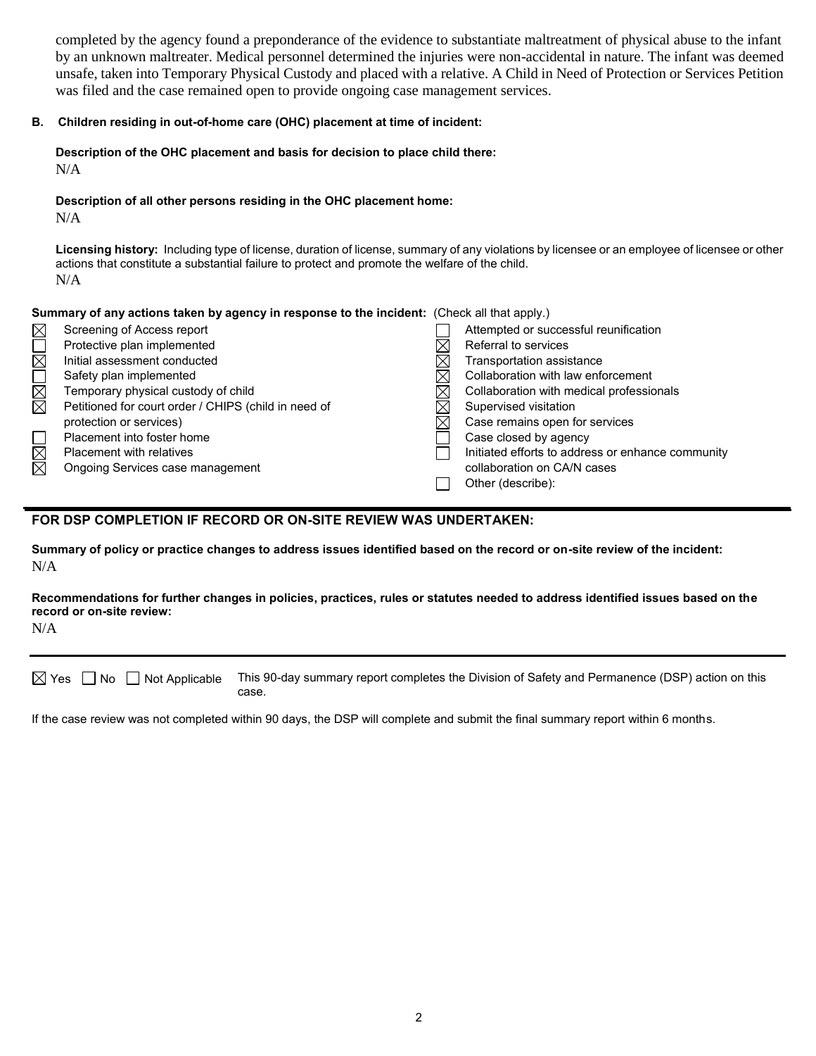completed by the agency found a preponderance of the evidence to substantiate maltreatment of physical abuse to the infant by an unknown maltreater. Medical personnel determined the injuries were non-accidental in nature. The infant was deemed unsafe, taken into Temporary Physical Custody and placed with a relative. A Child in Need of Protection or Services Petition was filed and the case remained open to provide ongoing case management services.

**B. Children residing in out-of-home care (OHC) placement at time of incident:**

**Description of the OHC placement and basis for decision to place child there:**
N/A

**Description of all other persons residing in the OHC placement home:**
N/A

**Licensing history:** Including type of license, duration of license, summary of any violations by licensee or an employee of licensee or other actions that constitute a substantial failure to protect and promote the welfare of the child.
N/A

**Summary of any actions taken by agency in response to the incident:** (Check all that apply.)

- ☒ Screening of Access report
- ☐ Protective plan implemented
- ☒ Initial assessment conducted
- ☐ Safety plan implemented
- ☒ Temporary physical custody of child
- ☒ Petitioned for court order / CHIPS (child in need of protection or services)
- ☐ Placement into foster home
- ☒ Placement with relatives
- ☒ Ongoing Services case management
- ☐ Attempted or successful reunification
- ☒ Referral to services
- ☒ Transportation assistance
- ☒ Collaboration with law enforcement
- ☒ Collaboration with medical professionals
- ☒ Supervised visitation
- ☒ Case remains open for services
- ☐ Case closed by agency
- ☐ Initiated efforts to address or enhance community collaboration on CA/N cases
- ☐ Other (describe):

## FOR DSP COMPLETION IF RECORD OR ON-SITE REVIEW WAS UNDERTAKEN:

**Summary of policy or practice changes to address issues identified based on the record or on-site review of the incident:**
N/A

**Recommendations for further changes in policies, practices, rules or statutes needed to address identified issues based on the record or on-site review:**
N/A

☒ Yes ☐ No ☐ Not Applicable — This 90-day summary report completes the Division of Safety and Permanence (DSP) action on this case.

If the case review was not completed within 90 days, the DSP will complete and submit the final summary report within 6 months.